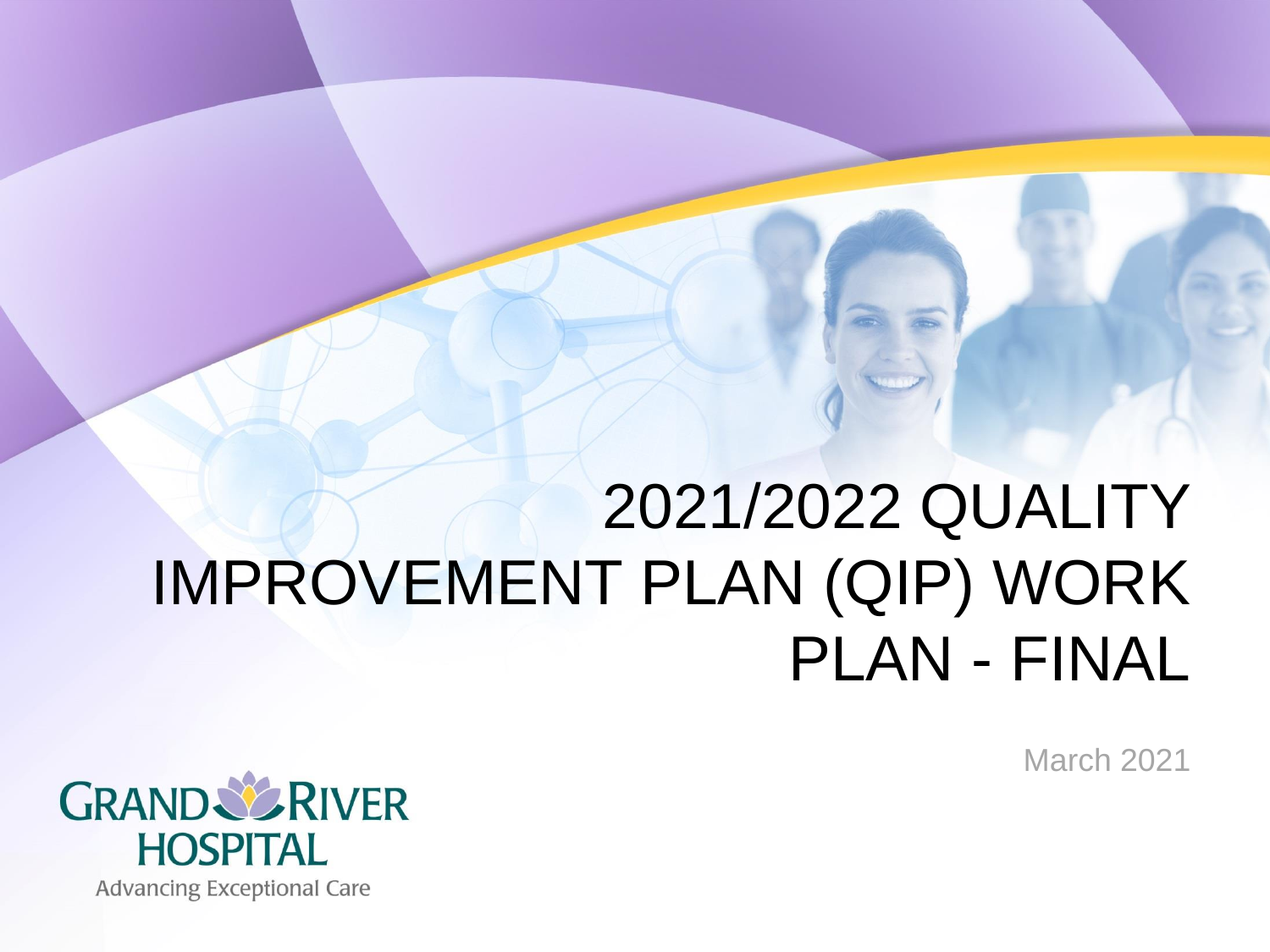# 2021/2022 QUALITY IMPROVEMENT PLAN (QIP) WORK PLAN - FINAL

March 2021

GRAND RIVER HOSPITAL

Advancing Exceptional Care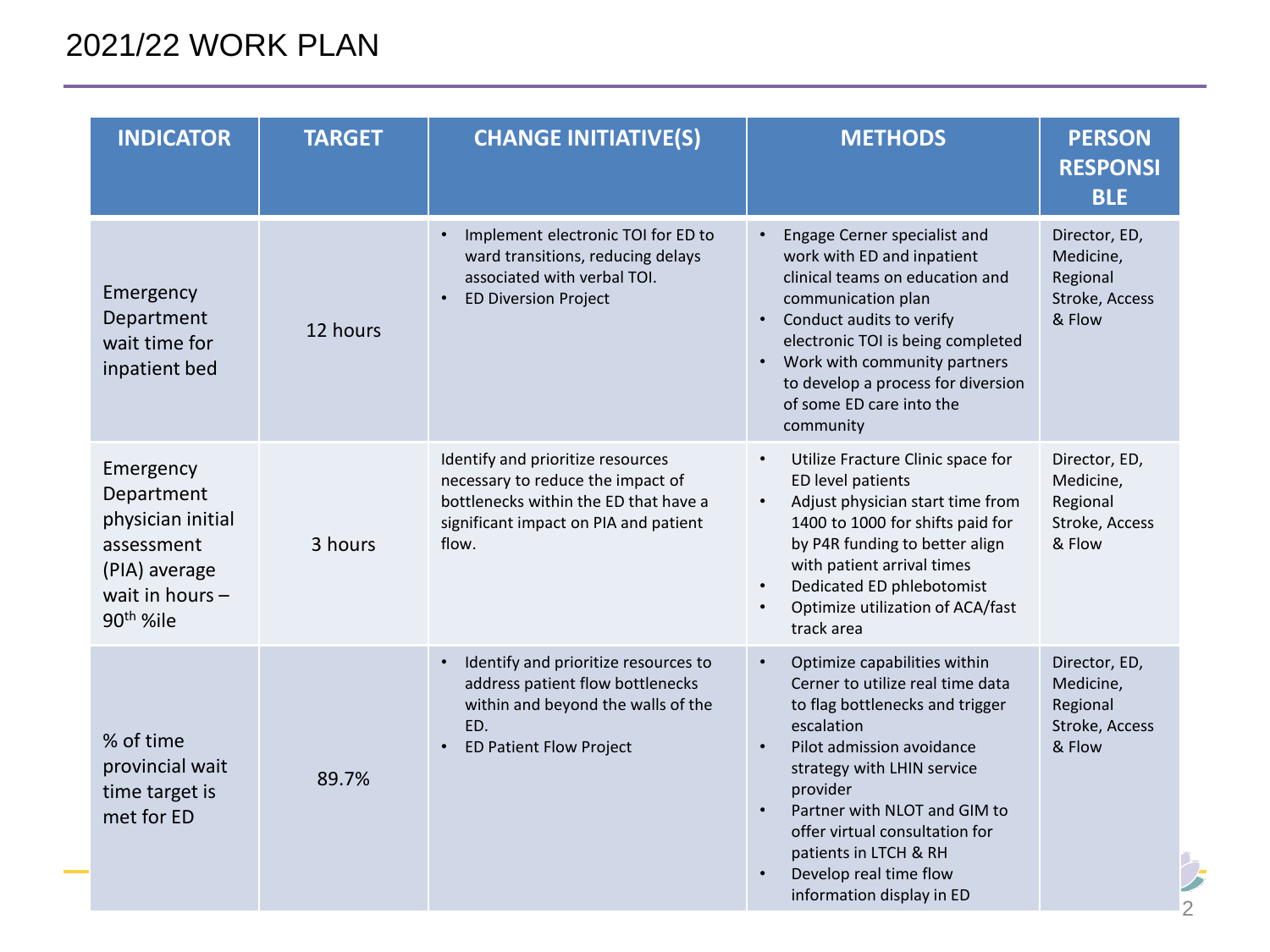# 2021/22 WORK PLAN

| INDICATOR | TARGET | CHANGE INITIATIVE(S) | METHODS | PERSON RESPONSIBLE |
|---|---|---|---|---|
| Emergency Department wait time for inpatient bed | 12 hours | • Implement electronic TOI for ED to ward transitions, reducing delays associated with verbal TOI.<br>• ED Diversion Project | • Engage Cerner specialist and work with ED and inpatient clinical teams on education and communication plan<br>• Conduct audits to verify electronic TOI is being completed<br>• Work with community partners to develop a process for diversion of some ED care into the community | Director, ED, Medicine, Regional Stroke, Access & Flow |
| Emergency Department physician initial assessment (PIA) average wait in hours – 90th %ile | 3 hours | Identify and prioritize resources necessary to reduce the impact of bottlenecks within the ED that have a significant impact on PIA and patient flow. | • Utilize Fracture Clinic space for ED level patients<br>• Adjust physician start time from 1400 to 1000 for shifts paid for by P4R funding to better align with patient arrival times<br>• Dedicated ED phlebotomist<br>• Optimize utilization of ACA/fast track area | Director, ED, Medicine, Regional Stroke, Access & Flow |
| % of time provincial wait time target is met for ED | 89.7% | • Identify and prioritize resources to address patient flow bottlenecks within and beyond the walls of the ED.<br>• ED Patient Flow Project | • Optimize capabilities within Cerner to utilize real time data to flag bottlenecks and trigger escalation<br>• Pilot admission avoidance strategy with LHIN service provider<br>• Partner with NLOT and GIM to offer virtual consultation for patients in LTCH & RH<br>• Develop real time flow information display in ED | Director, ED, Medicine, Regional Stroke, Access & Flow |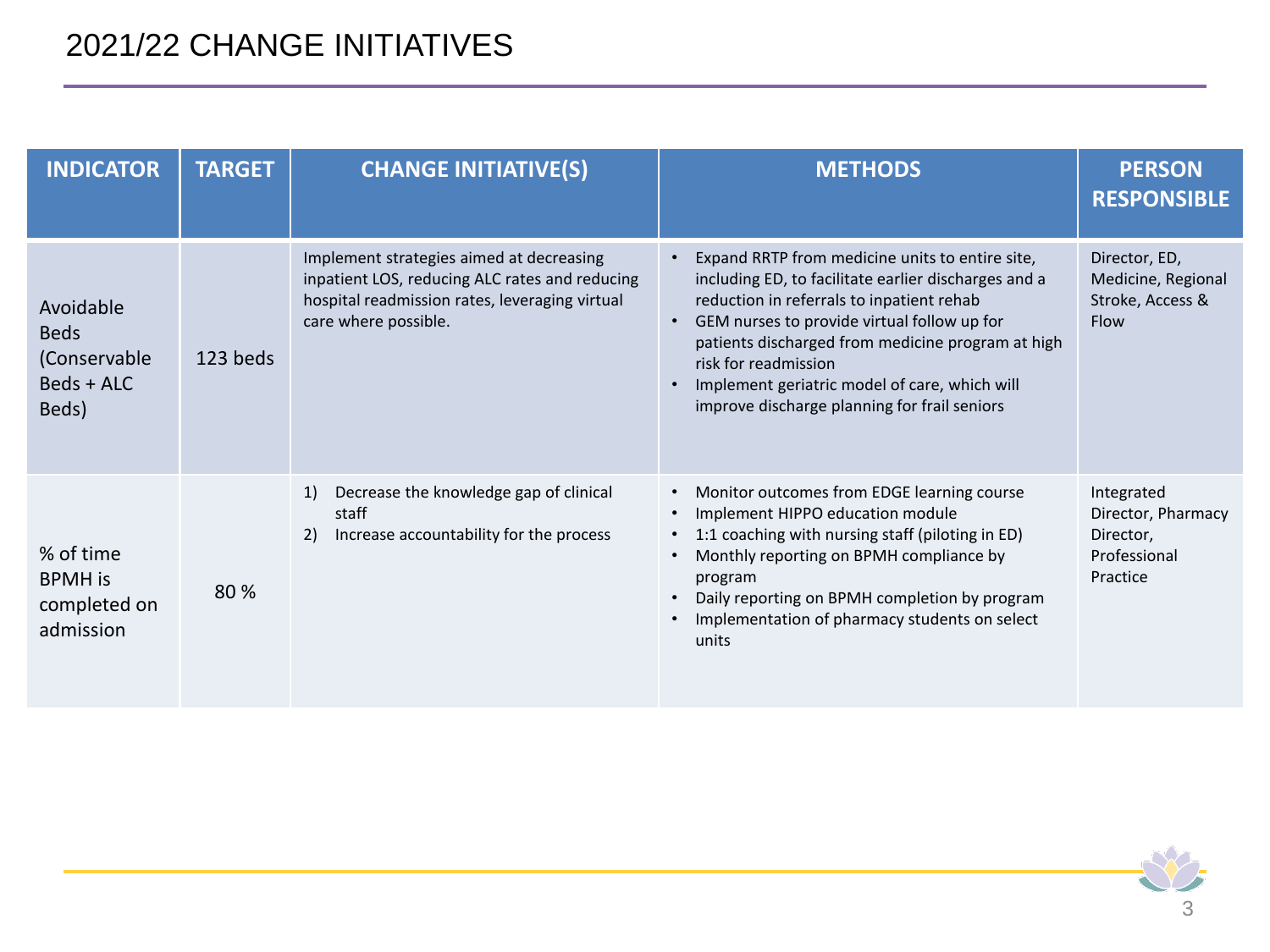# 2021/22 CHANGE INITIATIVES

| INDICATOR | TARGET | CHANGE INITIATIVE(S) | METHODS | PERSON RESPONSIBLE |
|---|---|---|---|---|
| Avoidable Beds (Conservable Beds + ALC Beds) | 123 beds | Implement strategies aimed at decreasing inpatient LOS, reducing ALC rates and reducing hospital readmission rates, leveraging virtual care where possible. | • Expand RRTP from medicine units to entire site, including ED, to facilitate earlier discharges and a reduction in referrals to inpatient rehab<br>• GEM nurses to provide virtual follow up for patients discharged from medicine program at high risk for readmission<br>• Implement geriatric model of care, which will improve discharge planning for frail seniors | Director, ED, Medicine, Regional Stroke, Access & Flow |
| % of time BPMH is completed on admission | 80 % | 1) Decrease the knowledge gap of clinical staff<br>2) Increase accountability for the process | • Monitor outcomes from EDGE learning course<br>• Implement HIPPO education module<br>• 1:1 coaching with nursing staff (piloting in ED)<br>• Monthly reporting on BPMH compliance by program<br>• Daily reporting on BPMH completion by program<br>• Implementation of pharmacy students on select units | Integrated Director, Pharmacy Director, Professional Practice |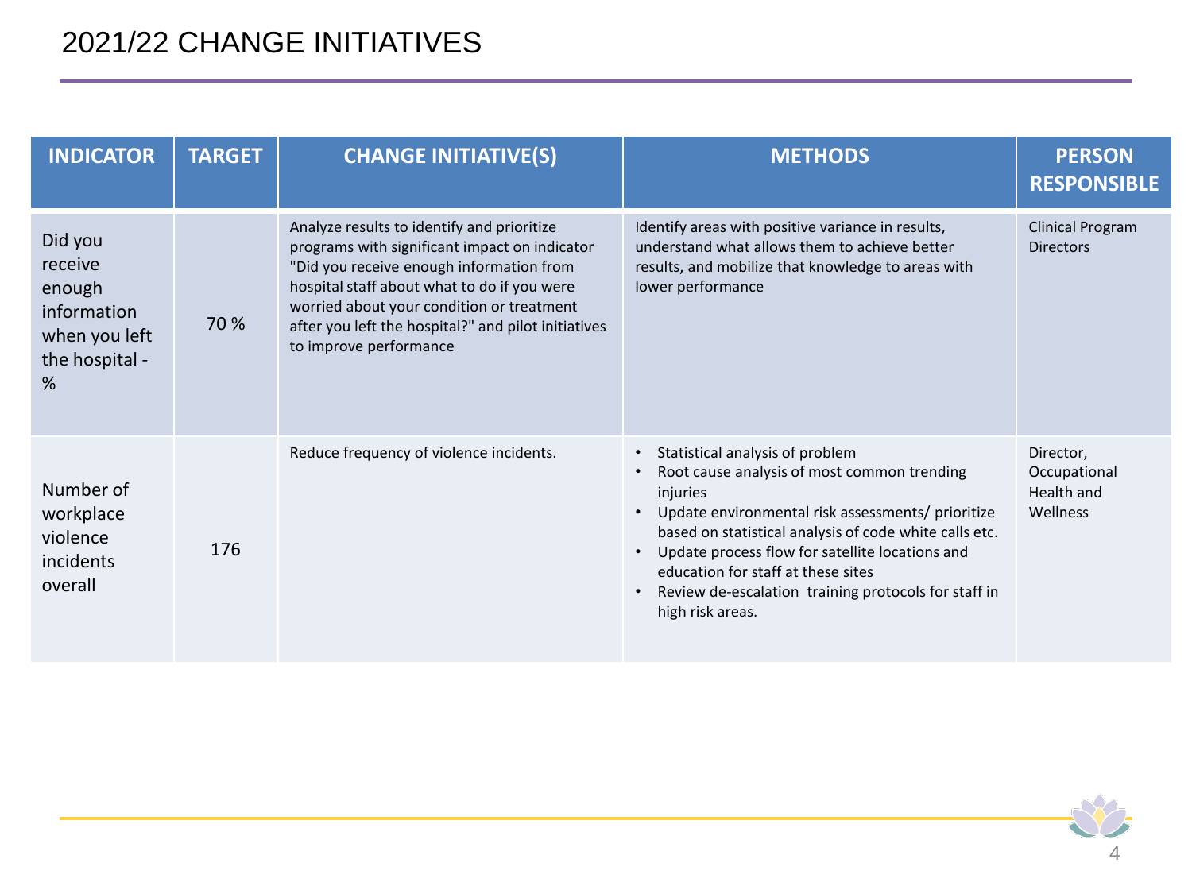# 2021/22 CHANGE INITIATIVES

| INDICATOR | TARGET | CHANGE INITIATIVE(S) | METHODS | PERSON RESPONSIBLE |
|---|---|---|---|---|
| Did you receive enough information when you left the hospital - % | 70 % | Analyze results to identify and prioritize programs with significant impact on indicator "Did you receive enough information from hospital staff about what to do if you were worried about your condition or treatment after you left the hospital?" and pilot initiatives to improve performance | Identify areas with positive variance in results, understand what allows them to achieve better results, and mobilize that knowledge to areas with lower performance | Clinical Program Directors |
| Number of workplace violence incidents overall | 176 | Reduce frequency of violence incidents. | • Statistical analysis of problem<br>• Root cause analysis of most common trending injuries<br>• Update environmental risk assessments/ prioritize based on statistical analysis of code white calls etc.<br>• Update process flow for satellite locations and education for staff at these sites<br>• Review de-escalation training protocols for staff in high risk areas. | Director, Occupational Health and Wellness |